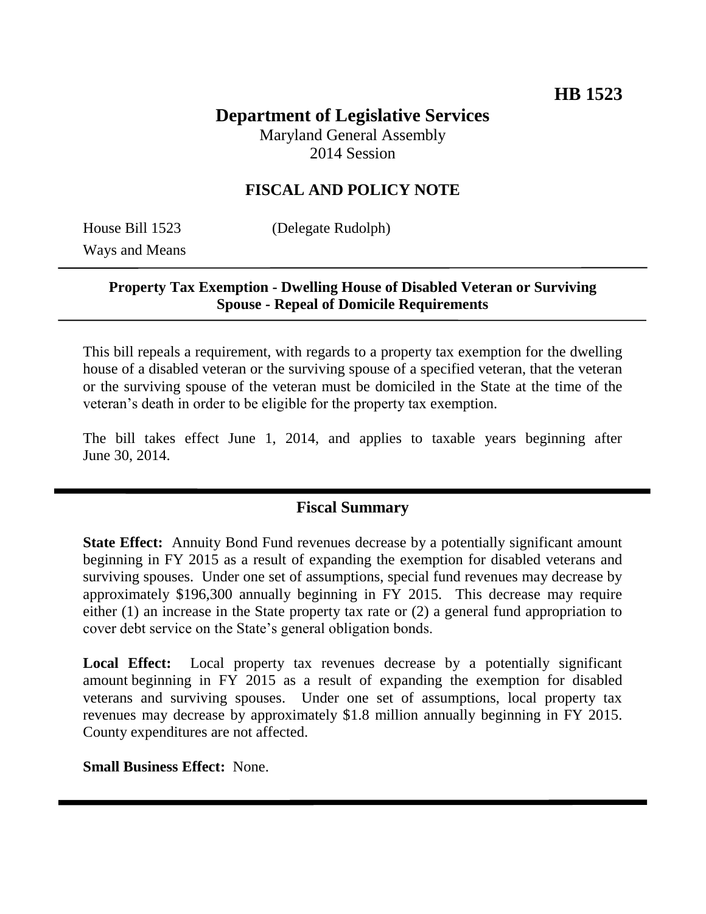**HB 1523**

# Department of Legislative Services

Maryland General Assembly
2014 Session

## FISCAL AND POLICY NOTE

House Bill 1523 (Delegate Rudolph)
Ways and Means

**Property Tax Exemption - Dwelling House of Disabled Veteran or Surviving Spouse - Repeal of Domicile Requirements**

This bill repeals a requirement, with regards to a property tax exemption for the dwelling house of a disabled veteran or the surviving spouse of a specified veteran, that the veteran or the surviving spouse of the veteran must be domiciled in the State at the time of the veteran's death in order to be eligible for the property tax exemption.

The bill takes effect June 1, 2014, and applies to taxable years beginning after June 30, 2014.

## Fiscal Summary

**State Effect:** Annuity Bond Fund revenues decrease by a potentially significant amount beginning in FY 2015 as a result of expanding the exemption for disabled veterans and surviving spouses. Under one set of assumptions, special fund revenues may decrease by approximately $196,300 annually beginning in FY 2015. This decrease may require either (1) an increase in the State property tax rate or (2) a general fund appropriation to cover debt service on the State's general obligation bonds.

**Local Effect:** Local property tax revenues decrease by a potentially significant amount beginning in FY 2015 as a result of expanding the exemption for disabled veterans and surviving spouses. Under one set of assumptions, local property tax revenues may decrease by approximately $1.8 million annually beginning in FY 2015. County expenditures are not affected.

**Small Business Effect:** None.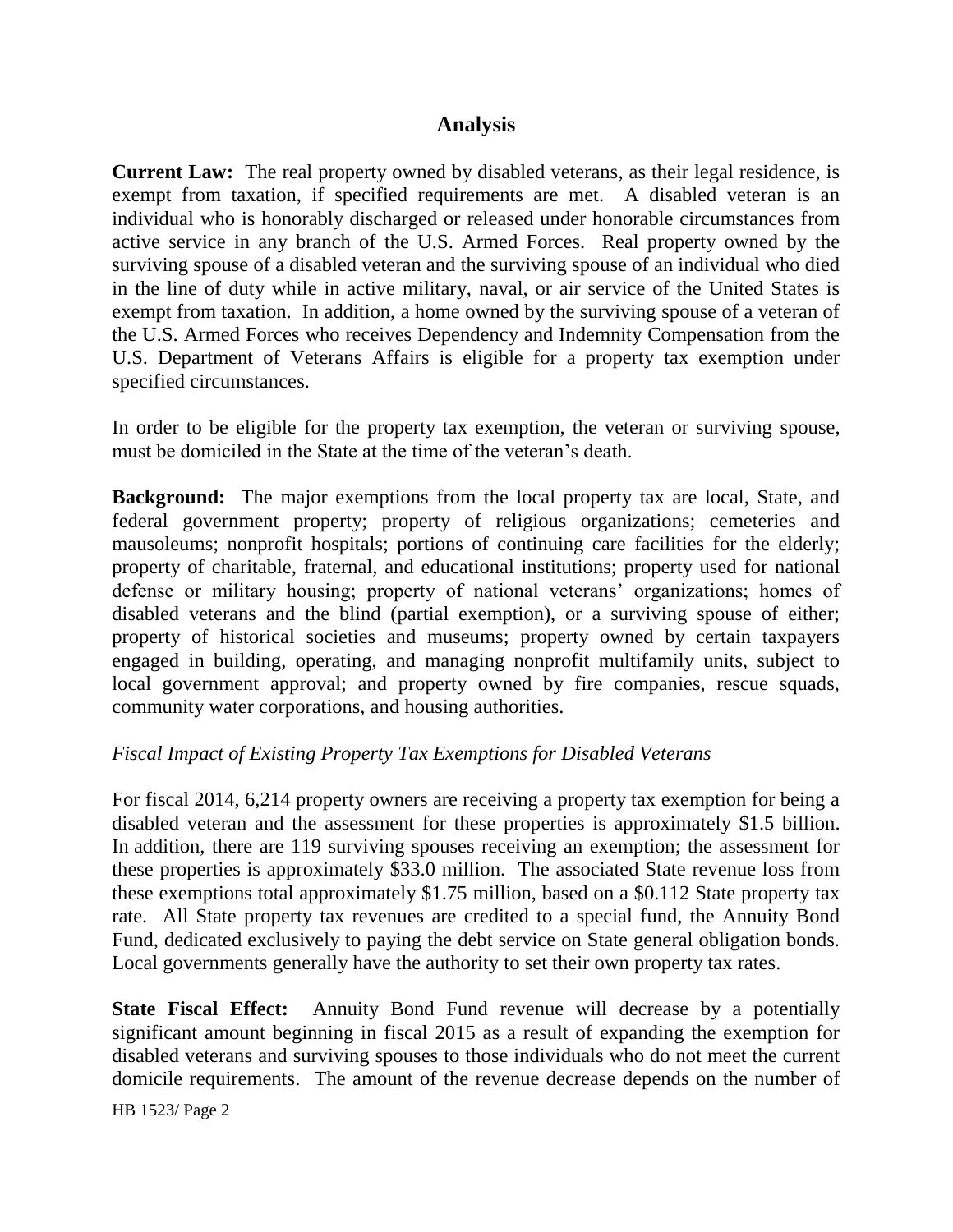## Analysis

**Current Law:** The real property owned by disabled veterans, as their legal residence, is exempt from taxation, if specified requirements are met. A disabled veteran is an individual who is honorably discharged or released under honorable circumstances from active service in any branch of the U.S. Armed Forces. Real property owned by the surviving spouse of a disabled veteran and the surviving spouse of an individual who died in the line of duty while in active military, naval, or air service of the United States is exempt from taxation. In addition, a home owned by the surviving spouse of a veteran of the U.S. Armed Forces who receives Dependency and Indemnity Compensation from the U.S. Department of Veterans Affairs is eligible for a property tax exemption under specified circumstances.

In order to be eligible for the property tax exemption, the veteran or surviving spouse, must be domiciled in the State at the time of the veteran's death.

**Background:** The major exemptions from the local property tax are local, State, and federal government property; property of religious organizations; cemeteries and mausoleums; nonprofit hospitals; portions of continuing care facilities for the elderly; property of charitable, fraternal, and educational institutions; property used for national defense or military housing; property of national veterans' organizations; homes of disabled veterans and the blind (partial exemption), or a surviving spouse of either; property of historical societies and museums; property owned by certain taxpayers engaged in building, operating, and managing nonprofit multifamily units, subject to local government approval; and property owned by fire companies, rescue squads, community water corporations, and housing authorities.

*Fiscal Impact of Existing Property Tax Exemptions for Disabled Veterans*

For fiscal 2014, 6,214 property owners are receiving a property tax exemption for being a disabled veteran and the assessment for these properties is approximately $1.5 billion. In addition, there are 119 surviving spouses receiving an exemption; the assessment for these properties is approximately $33.0 million. The associated State revenue loss from these exemptions total approximately $1.75 million, based on a $0.112 State property tax rate. All State property tax revenues are credited to a special fund, the Annuity Bond Fund, dedicated exclusively to paying the debt service on State general obligation bonds. Local governments generally have the authority to set their own property tax rates.

**State Fiscal Effect:** Annuity Bond Fund revenue will decrease by a potentially significant amount beginning in fiscal 2015 as a result of expanding the exemption for disabled veterans and surviving spouses to those individuals who do not meet the current domicile requirements. The amount of the revenue decrease depends on the number of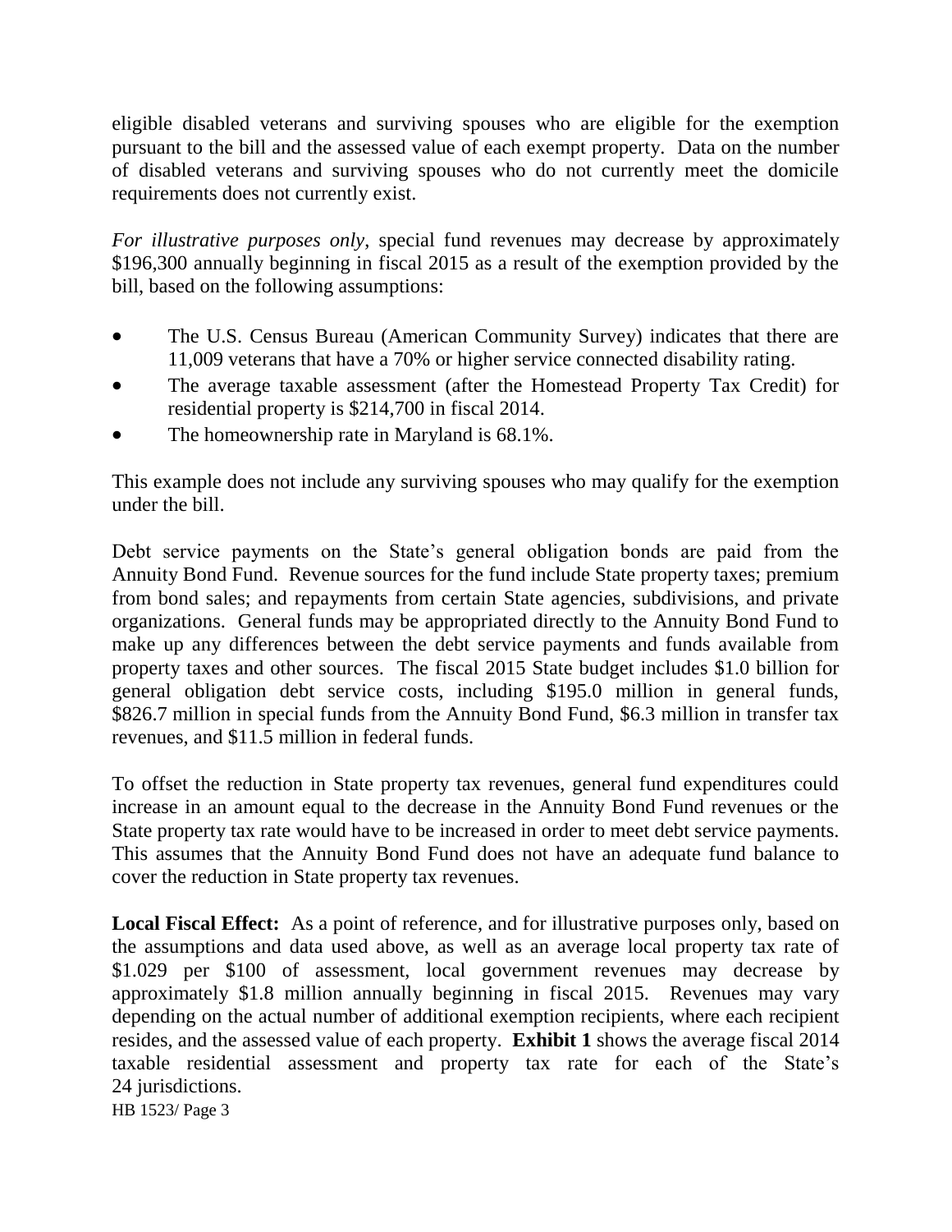eligible disabled veterans and surviving spouses who are eligible for the exemption pursuant to the bill and the assessed value of each exempt property. Data on the number of disabled veterans and surviving spouses who do not currently meet the domicile requirements does not currently exist.

*For illustrative purposes only*, special fund revenues may decrease by approximately $196,300 annually beginning in fiscal 2015 as a result of the exemption provided by the bill, based on the following assumptions:

- The U.S. Census Bureau (American Community Survey) indicates that there are 11,009 veterans that have a 70% or higher service connected disability rating.
- The average taxable assessment (after the Homestead Property Tax Credit) for residential property is $214,700 in fiscal 2014.
- The homeownership rate in Maryland is 68.1%.

This example does not include any surviving spouses who may qualify for the exemption under the bill.

Debt service payments on the State's general obligation bonds are paid from the Annuity Bond Fund. Revenue sources for the fund include State property taxes; premium from bond sales; and repayments from certain State agencies, subdivisions, and private organizations. General funds may be appropriated directly to the Annuity Bond Fund to make up any differences between the debt service payments and funds available from property taxes and other sources. The fiscal 2015 State budget includes $1.0 billion for general obligation debt service costs, including $195.0 million in general funds, $826.7 million in special funds from the Annuity Bond Fund, $6.3 million in transfer tax revenues, and $11.5 million in federal funds.

To offset the reduction in State property tax revenues, general fund expenditures could increase in an amount equal to the decrease in the Annuity Bond Fund revenues or the State property tax rate would have to be increased in order to meet debt service payments. This assumes that the Annuity Bond Fund does not have an adequate fund balance to cover the reduction in State property tax revenues.

**Local Fiscal Effect:** As a point of reference, and for illustrative purposes only, based on the assumptions and data used above, as well as an average local property tax rate of $1.029 per $100 of assessment, local government revenues may decrease by approximately $1.8 million annually beginning in fiscal 2015. Revenues may vary depending on the actual number of additional exemption recipients, where each recipient resides, and the assessed value of each property. **Exhibit 1** shows the average fiscal 2014 taxable residential assessment and property tax rate for each of the State's 24 jurisdictions.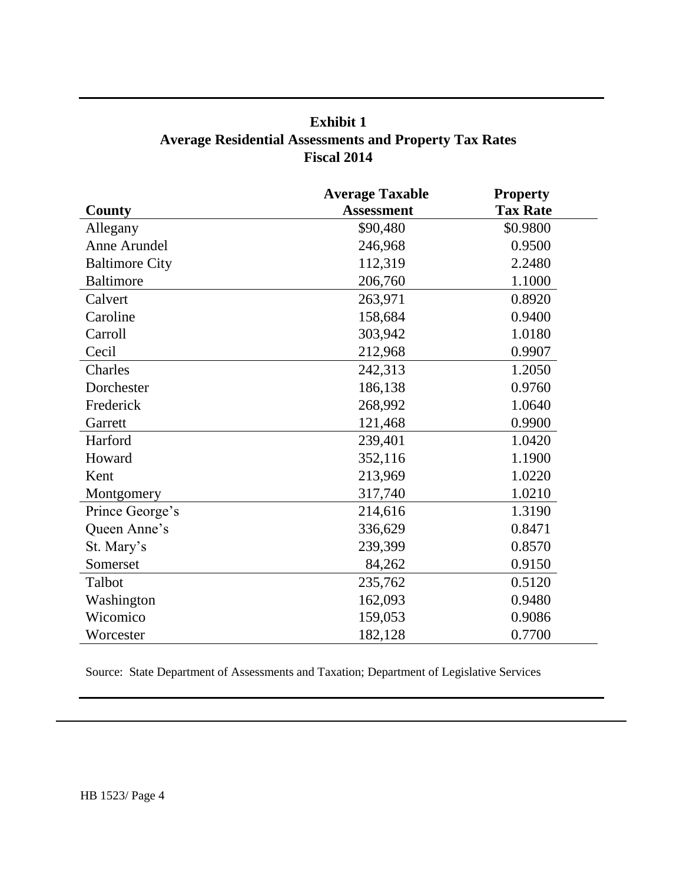**Exhibit 1**
**Average Residential Assessments and Property Tax Rates**
**Fiscal 2014**

| County | Average Taxable Assessment | Property Tax Rate |
|---|---|---|
| Allegany | $90,480 | $0.9800 |
| Anne Arundel | 246,968 | 0.9500 |
| Baltimore City | 112,319 | 2.2480 |
| Baltimore | 206,760 | 1.1000 |
| Calvert | 263,971 | 0.8920 |
| Caroline | 158,684 | 0.9400 |
| Carroll | 303,942 | 1.0180 |
| Cecil | 212,968 | 0.9907 |
| Charles | 242,313 | 1.2050 |
| Dorchester | 186,138 | 0.9760 |
| Frederick | 268,992 | 1.0640 |
| Garrett | 121,468 | 0.9900 |
| Harford | 239,401 | 1.0420 |
| Howard | 352,116 | 1.1900 |
| Kent | 213,969 | 1.0220 |
| Montgomery | 317,740 | 1.0210 |
| Prince George's | 214,616 | 1.3190 |
| Queen Anne's | 336,629 | 0.8471 |
| St. Mary's | 239,399 | 0.8570 |
| Somerset | 84,262 | 0.9150 |
| Talbot | 235,762 | 0.5120 |
| Washington | 162,093 | 0.9480 |
| Wicomico | 159,053 | 0.9086 |
| Worcester | 182,128 | 0.7700 |

Source: State Department of Assessments and Taxation; Department of Legislative Services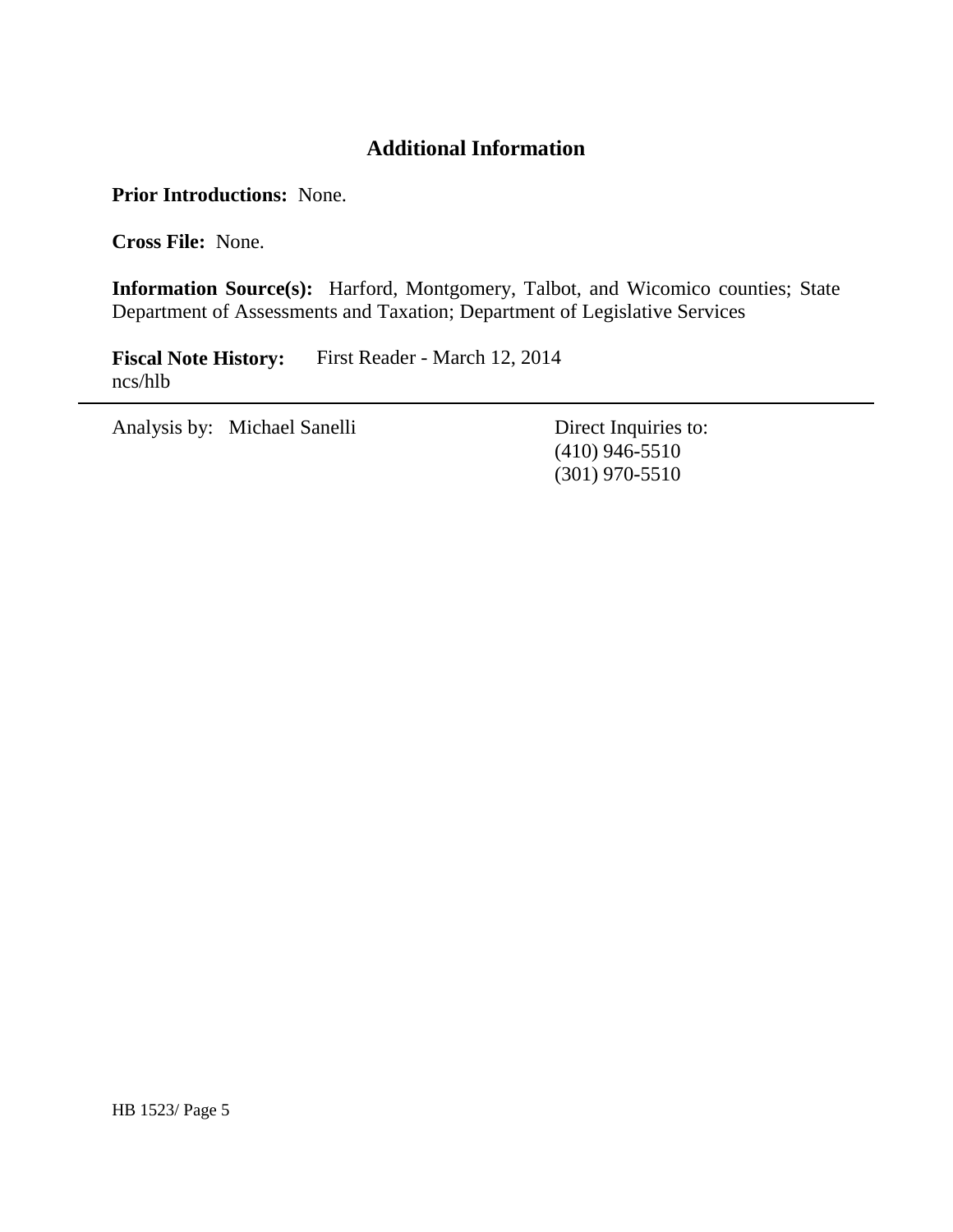## Additional Information

**Prior Introductions:** None.

**Cross File:** None.

**Information Source(s):** Harford, Montgomery, Talbot, and Wicomico counties; State Department of Assessments and Taxation; Department of Legislative Services

**Fiscal Note History:** First Reader - March 12, 2014
ncs/hlb

---

Analysis by: Michael Sanelli

Direct Inquiries to:
(410) 946-5510
(301) 970-5510